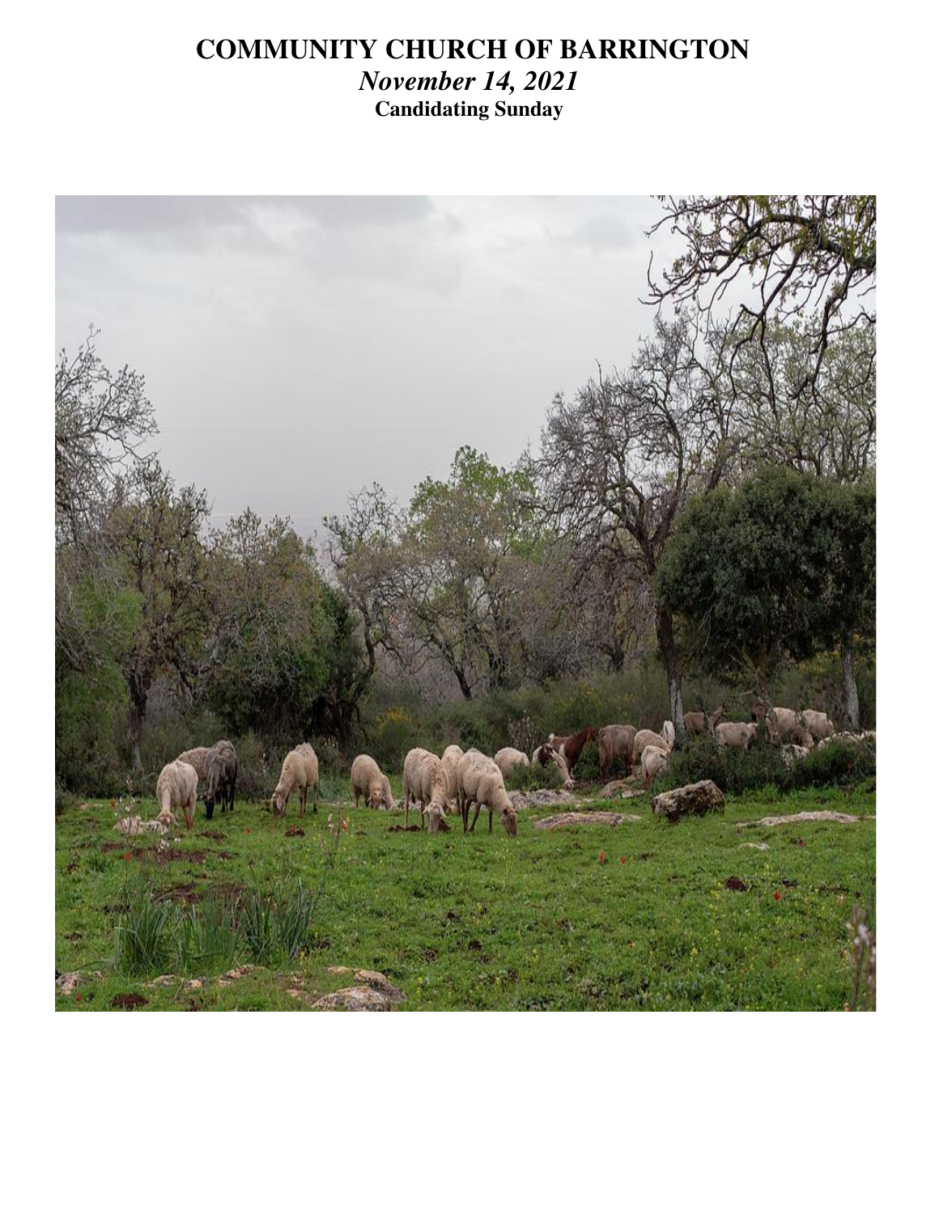# COMMUNITY CHURCH OF BARRINGTON

***November 14, 2021***

**Candidating Sunday**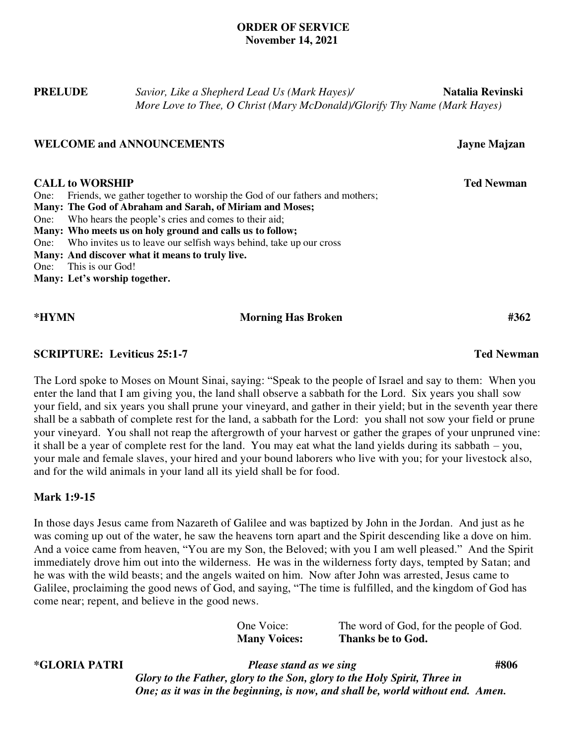# ORDER OF SERVICE
## November 14, 2021

**PRELUDE** *Savior, Like a Shepherd Lead Us (Mark Hayes)/ More Love to Thee, O Christ (Mary McDonald)/Glorify Thy Name (Mark Hayes)* **Natalia Revinski**

**WELCOME and ANNOUNCEMENTS** **Jayne Majzan**

**CALL to WORSHIP** **Ted Newman**

One: Friends, we gather together to worship the God of our fathers and mothers;
**Many: The God of Abraham and Sarah, of Miriam and Moses;**
One: Who hears the people's cries and comes to their aid;
**Many: Who meets us on holy ground and calls us to follow;**
One: Who invites us to leave our selfish ways behind, take up our cross
**Many: And discover what it means to truly live.**
One: This is our God!
**Many: Let's worship together.**

**\*HYMN** **Morning Has Broken** **#362**

**SCRIPTURE: Leviticus 25:1-7** **Ted Newman**

The Lord spoke to Moses on Mount Sinai, saying: "Speak to the people of Israel and say to them: When you enter the land that I am giving you, the land shall observe a sabbath for the Lord. Six years you shall sow your field, and six years you shall prune your vineyard, and gather in their yield; but in the seventh year there shall be a sabbath of complete rest for the land, a sabbath for the Lord: you shall not sow your field or prune your vineyard. You shall not reap the aftergrowth of your harvest or gather the grapes of your unpruned vine: it shall be a year of complete rest for the land. You may eat what the land yields during its sabbath – you, your male and female slaves, your hired and your bound laborers who live with you; for your livestock also, and for the wild animals in your land all its yield shall be for food.

**Mark 1:9-15**

In those days Jesus came from Nazareth of Galilee and was baptized by John in the Jordan. And just as he was coming up out of the water, he saw the heavens torn apart and the Spirit descending like a dove on him. And a voice came from heaven, "You are my Son, the Beloved; with you I am well pleased." And the Spirit immediately drove him out into the wilderness. He was in the wilderness forty days, tempted by Satan; and he was with the wild beasts; and the angels waited on him. Now after John was arrested, Jesus came to Galilee, proclaiming the good news of God, and saying, "The time is fulfilled, and the kingdom of God has come near; repent, and believe in the good news.

One Voice: The word of God, for the people of God.
**Many Voices: Thanks be to God.**

**\*GLORIA PATRI** ***Please stand as we sing*** **#806**

***Glory to the Father, glory to the Son, glory to the Holy Spirit, Three in One; as it was in the beginning, is now, and shall be, world without end. Amen.***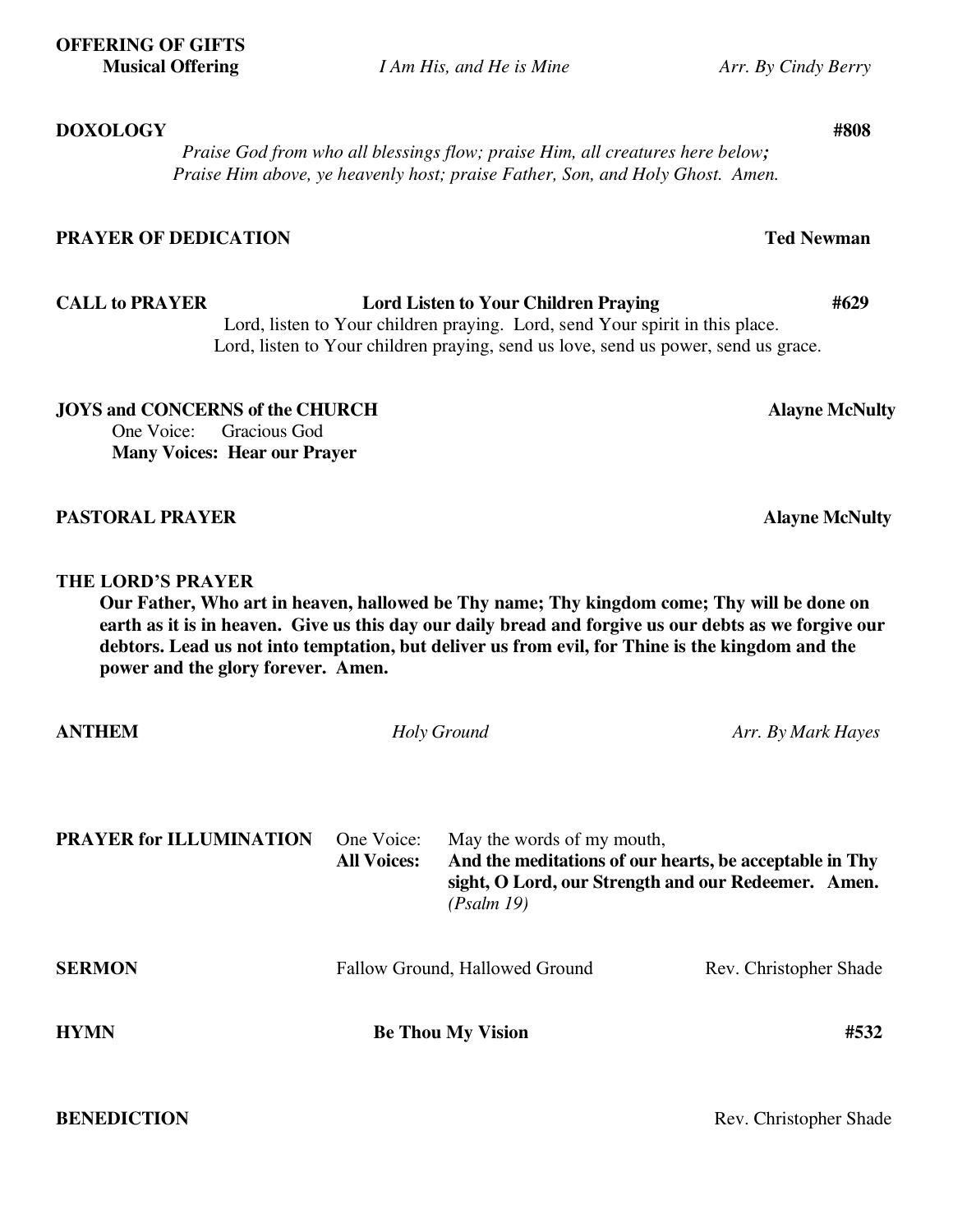**OFFERING OF GIFTS**

**Musical Offering** *I Am His, and He is Mine* *Arr. By Cindy Berry*

**DOXOLOGY** **#808**

*Praise God from who all blessings flow; praise Him, all creatures here below;*
*Praise Him above, ye heavenly host; praise Father, Son, and Holy Ghost. Amen.*

**PRAYER OF DEDICATION** **Ted Newman**

**CALL to PRAYER** **Lord Listen to Your Children Praying** **#629**

Lord, listen to Your children praying. Lord, send Your spirit in this place.
Lord, listen to Your children praying, send us love, send us power, send us grace.

**JOYS and CONCERNS of the CHURCH** **Alayne McNulty**

One Voice: Gracious God
**Many Voices: Hear our Prayer**

**PASTORAL PRAYER** **Alayne McNulty**

**THE LORD'S PRAYER**

**Our Father, Who art in heaven, hallowed be Thy name; Thy kingdom come; Thy will be done on earth as it is in heaven. Give us this day our daily bread and forgive us our debts as we forgive our debtors. Lead us not into temptation, but deliver us from evil, for Thine is the kingdom and the power and the glory forever. Amen.**

**ANTHEM** *Holy Ground* *Arr. By Mark Hayes*

**PRAYER for ILLUMINATION**
One Voice: May the words of my mouth,
**All Voices: And the meditations of our hearts, be acceptable in Thy sight, O Lord, our Strength and our Redeemer. Amen.**
*(Psalm 19)*

**SERMON** Fallow Ground, Hallowed Ground Rev. Christopher Shade

**HYMN** **Be Thou My Vision** **#532**

**BENEDICTION** Rev. Christopher Shade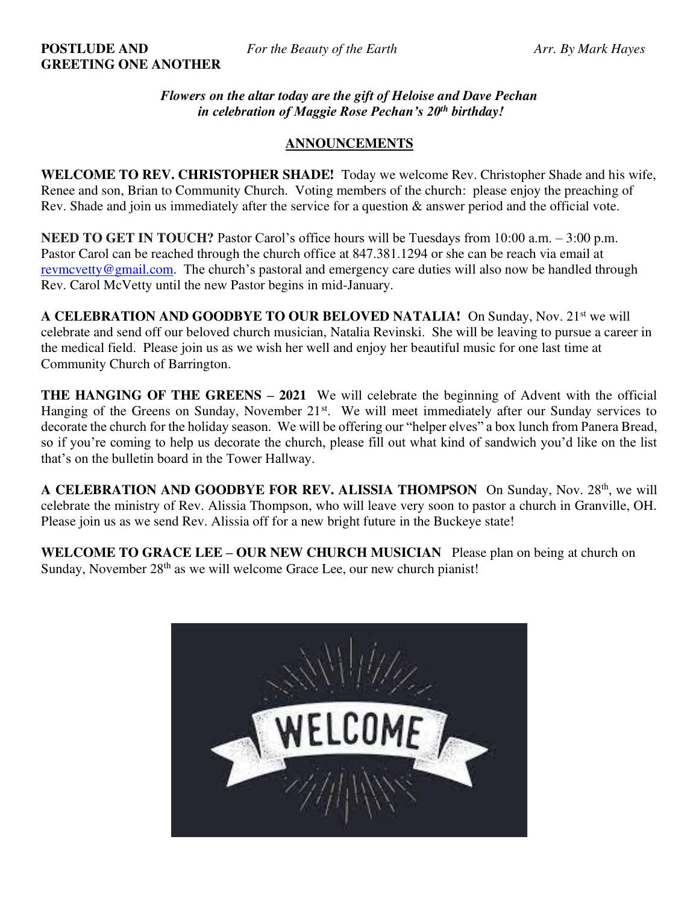**POSTLUDE AND GREETING ONE ANOTHER** *For the Beauty of the Earth* *Arr. By Mark Hayes*

***Flowers on the altar today are the gift of Heloise and Dave Pechan in celebration of Maggie Rose Pechan's 20th birthday!***

## ANNOUNCEMENTS

**WELCOME TO REV. CHRISTOPHER SHADE!** Today we welcome Rev. Christopher Shade and his wife, Renee and son, Brian to Community Church. Voting members of the church: please enjoy the preaching of Rev. Shade and join us immediately after the service for a question & answer period and the official vote.

**NEED TO GET IN TOUCH?** Pastor Carol's office hours will be Tuesdays from 10:00 a.m. – 3:00 p.m. Pastor Carol can be reached through the church office at 847.381.1294 or she can be reach via email at revmcvetty@gmail.com. The church's pastoral and emergency care duties will also now be handled through Rev. Carol McVetty until the new Pastor begins in mid-January.

**A CELEBRATION AND GOODBYE TO OUR BELOVED NATALIA!** On Sunday, Nov. 21st we will celebrate and send off our beloved church musician, Natalia Revinski. She will be leaving to pursue a career in the medical field. Please join us as we wish her well and enjoy her beautiful music for one last time at Community Church of Barrington.

**THE HANGING OF THE GREENS – 2021** We will celebrate the beginning of Advent with the official Hanging of the Greens on Sunday, November 21st. We will meet immediately after our Sunday services to decorate the church for the holiday season. We will be offering our "helper elves" a box lunch from Panera Bread, so if you're coming to help us decorate the church, please fill out what kind of sandwich you'd like on the list that's on the bulletin board in the Tower Hallway.

**A CELEBRATION AND GOODBYE FOR REV. ALISSIA THOMPSON** On Sunday, Nov. 28th, we will celebrate the ministry of Rev. Alissia Thompson, who will leave very soon to pastor a church in Granville, OH. Please join us as we send Rev. Alissia off for a new bright future in the Buckeye state!

**WELCOME TO GRACE LEE – OUR NEW CHURCH MUSICIAN** Please plan on being at church on Sunday, November 28th as we will welcome Grace Lee, our new church pianist!

WELCOME